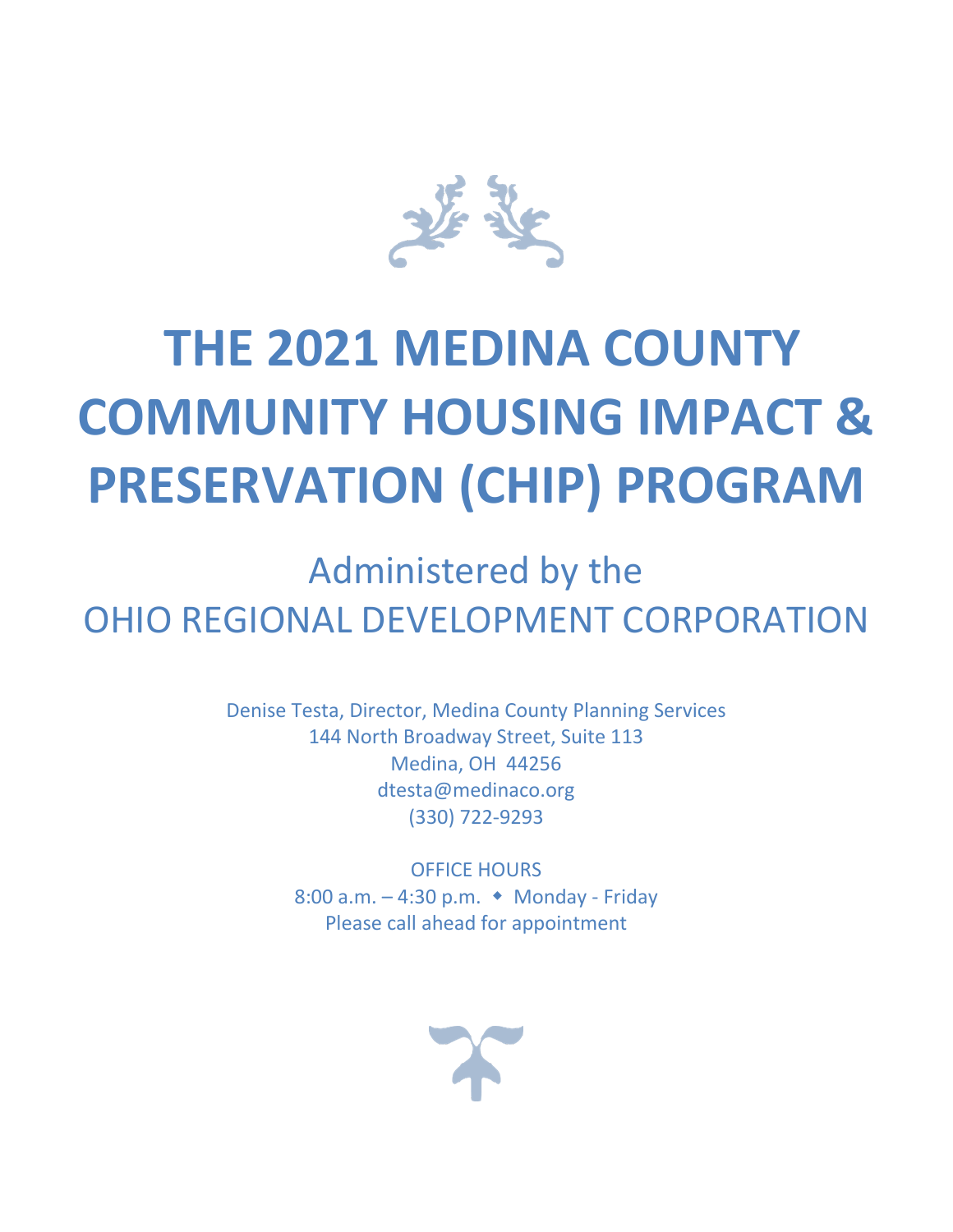# THE 2021 MEDINA COUNTY COMMUNITY HOUSING IMPACT & PRESERVATION (CHIP) PROGRAM

## Administered by the OHIO REGIONAL DEVELOPMENT CORPORATION

Denise Testa, Director, Medina County Planning Services
144 North Broadway Street, Suite 113
Medina, OH 44256
dtesta@medinaco.org
(330) 722-9293

OFFICE HOURS
8:00 a.m. – 4:30 p.m. ◆ Monday - Friday
Please call ahead for appointment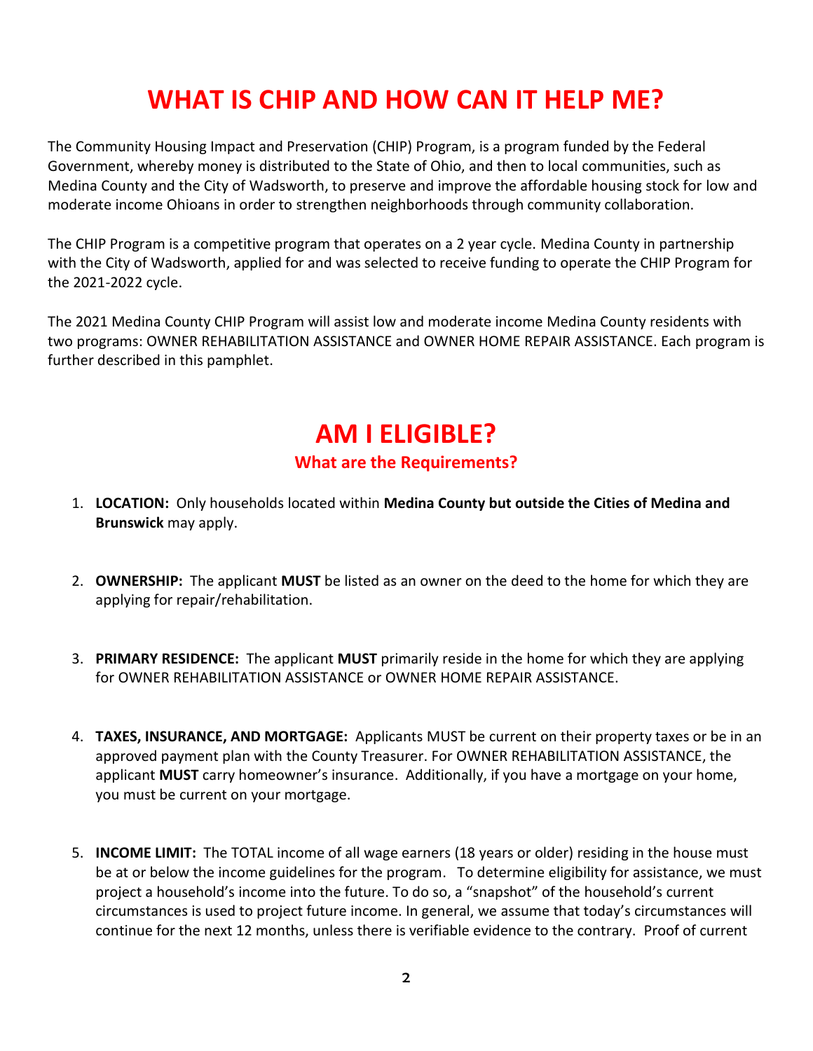# WHAT IS CHIP AND HOW CAN IT HELP ME?

The Community Housing Impact and Preservation (CHIP) Program, is a program funded by the Federal Government, whereby money is distributed to the State of Ohio, and then to local communities, such as Medina County and the City of Wadsworth, to preserve and improve the affordable housing stock for low and moderate income Ohioans in order to strengthen neighborhoods through community collaboration.

The CHIP Program is a competitive program that operates on a 2 year cycle. Medina County in partnership with the City of Wadsworth, applied for and was selected to receive funding to operate the CHIP Program for the 2021-2022 cycle.

The 2021 Medina County CHIP Program will assist low and moderate income Medina County residents with two programs: OWNER REHABILITATION ASSISTANCE and OWNER HOME REPAIR ASSISTANCE. Each program is further described in this pamphlet.

# AM I ELIGIBLE?

## What are the Requirements?

1. **LOCATION:** Only households located within **Medina County but outside the Cities of Medina and Brunswick** may apply.

2. **OWNERSHIP:** The applicant **MUST** be listed as an owner on the deed to the home for which they are applying for repair/rehabilitation.

3. **PRIMARY RESIDENCE:** The applicant **MUST** primarily reside in the home for which they are applying for OWNER REHABILITATION ASSISTANCE or OWNER HOME REPAIR ASSISTANCE.

4. **TAXES, INSURANCE, AND MORTGAGE:** Applicants MUST be current on their property taxes or be in an approved payment plan with the County Treasurer. For OWNER REHABILITATION ASSISTANCE, the applicant **MUST** carry homeowner's insurance. Additionally, if you have a mortgage on your home, you must be current on your mortgage.

5. **INCOME LIMIT:** The TOTAL income of all wage earners (18 years or older) residing in the house must be at or below the income guidelines for the program. To determine eligibility for assistance, we must project a household's income into the future. To do so, a "snapshot" of the household's current circumstances is used to project future income. In general, we assume that today's circumstances will continue for the next 12 months, unless there is verifiable evidence to the contrary. Proof of current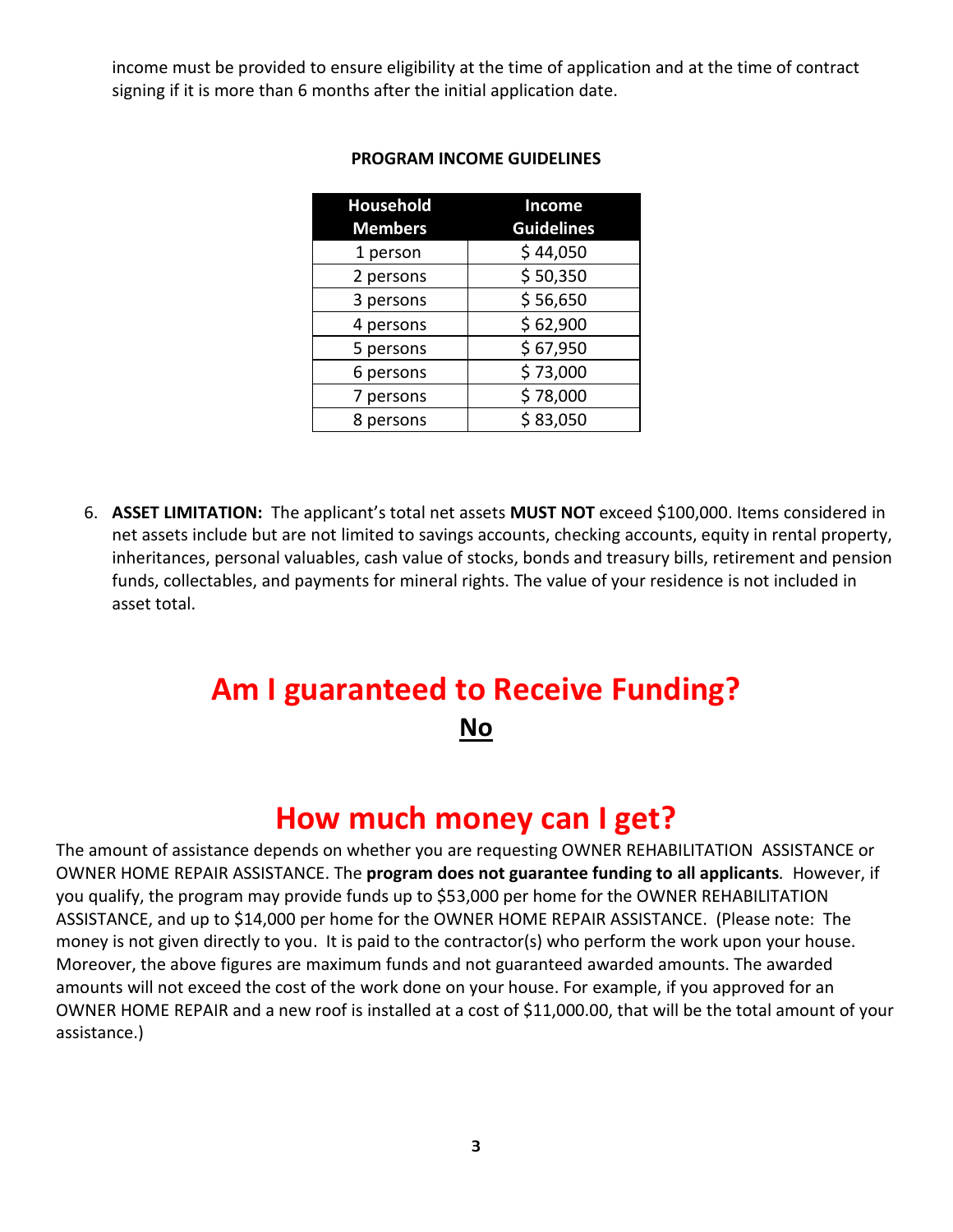income must be provided to ensure eligibility at the time of application and at the time of contract signing if it is more than 6 months after the initial application date.

**PROGRAM INCOME GUIDELINES**

| Household Members | Income Guidelines |
|---|---|
| 1 person | $ 44,050 |
| 2 persons | $ 50,350 |
| 3 persons | $ 56,650 |
| 4 persons | $ 62,900 |
| 5 persons | $ 67,950 |
| 6 persons | $ 73,000 |
| 7 persons | $ 78,000 |
| 8 persons | $ 83,050 |

6. **ASSET LIMITATION:** The applicant's total net assets **MUST NOT** exceed $100,000. Items considered in net assets include but are not limited to savings accounts, checking accounts, equity in rental property, inheritances, personal valuables, cash value of stocks, bonds and treasury bills, retirement and pension funds, collectables, and payments for mineral rights. The value of your residence is not included in asset total.

# Am I guaranteed to Receive Funding?

**No**

# How much money can I get?

The amount of assistance depends on whether you are requesting OWNER REHABILITATION ASSISTANCE or OWNER HOME REPAIR ASSISTANCE. The **program does not guarantee funding to all applicants**. However, if you qualify, the program may provide funds up to $53,000 per home for the OWNER REHABILITATION ASSISTANCE, and up to $14,000 per home for the OWNER HOME REPAIR ASSISTANCE. (Please note: The money is not given directly to you. It is paid to the contractor(s) who perform the work upon your house. Moreover, the above figures are maximum funds and not guaranteed awarded amounts. The awarded amounts will not exceed the cost of the work done on your house. For example, if you approved for an OWNER HOME REPAIR and a new roof is installed at a cost of $11,000.00, that will be the total amount of your assistance.)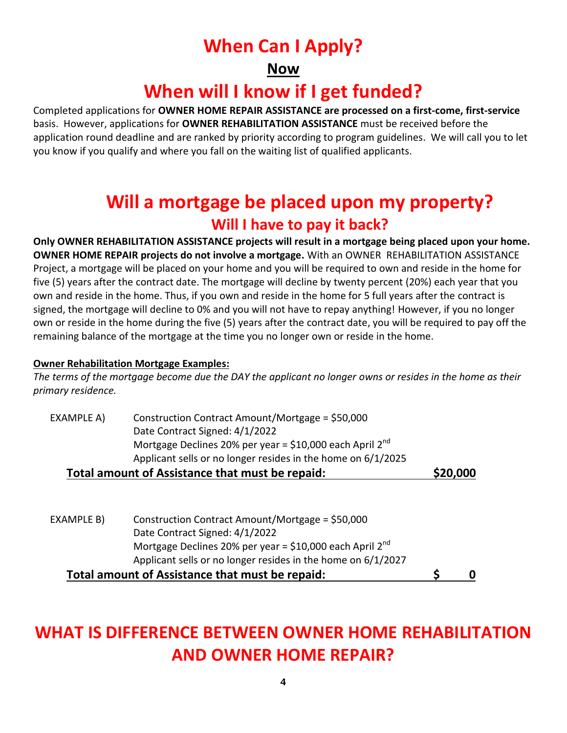# When Can I Apply?

**Now**

# When will I know if I get funded?

Completed applications for **OWNER HOME REPAIR ASSISTANCE are processed on a first-come, first-service** basis. However, applications for **OWNER REHABILITATION ASSISTANCE** must be received before the application round deadline and are ranked by priority according to program guidelines. We will call you to let you know if you qualify and where you fall on the waiting list of qualified applicants.

# Will a mortgage be placed upon my property?

## Will I have to pay it back?

**Only OWNER REHABILITATION ASSISTANCE projects will result in a mortgage being placed upon your home. OWNER HOME REPAIR projects do not involve a mortgage.** With an OWNER REHABILITATION ASSISTANCE Project, a mortgage will be placed on your home and you will be required to own and reside in the home for five (5) years after the contract date. The mortgage will decline by twenty percent (20%) each year that you own and reside in the home. Thus, if you own and reside in the home for 5 full years after the contract is signed, the mortgage will decline to 0% and you will not have to repay anything! However, if you no longer own or reside in the home during the five (5) years after the contract date, you will be required to pay off the remaining balance of the mortgage at the time you no longer own or reside in the home.

**Owner Rehabilitation Mortgage Examples:**

*The terms of the mortgage become due the DAY the applicant no longer owns or resides in the home as their primary residence.*

EXAMPLE A)
- Construction Contract Amount/Mortgage = $50,000
- Date Contract Signed: 4/1/2022
- Mortgage Declines 20% per year = $10,000 each April 2nd
- Applicant sells or no longer resides in the home on 6/1/2025

**Total amount of Assistance that must be repaid: $20,000**

EXAMPLE B)
- Construction Contract Amount/Mortgage = $50,000
- Date Contract Signed: 4/1/2022
- Mortgage Declines 20% per year = $10,000 each April 2nd
- Applicant sells or no longer resides in the home on 6/1/2027

**Total amount of Assistance that must be repaid: $ 0**

# WHAT IS DIFFERENCE BETWEEN OWNER HOME REHABILITATION AND OWNER HOME REPAIR?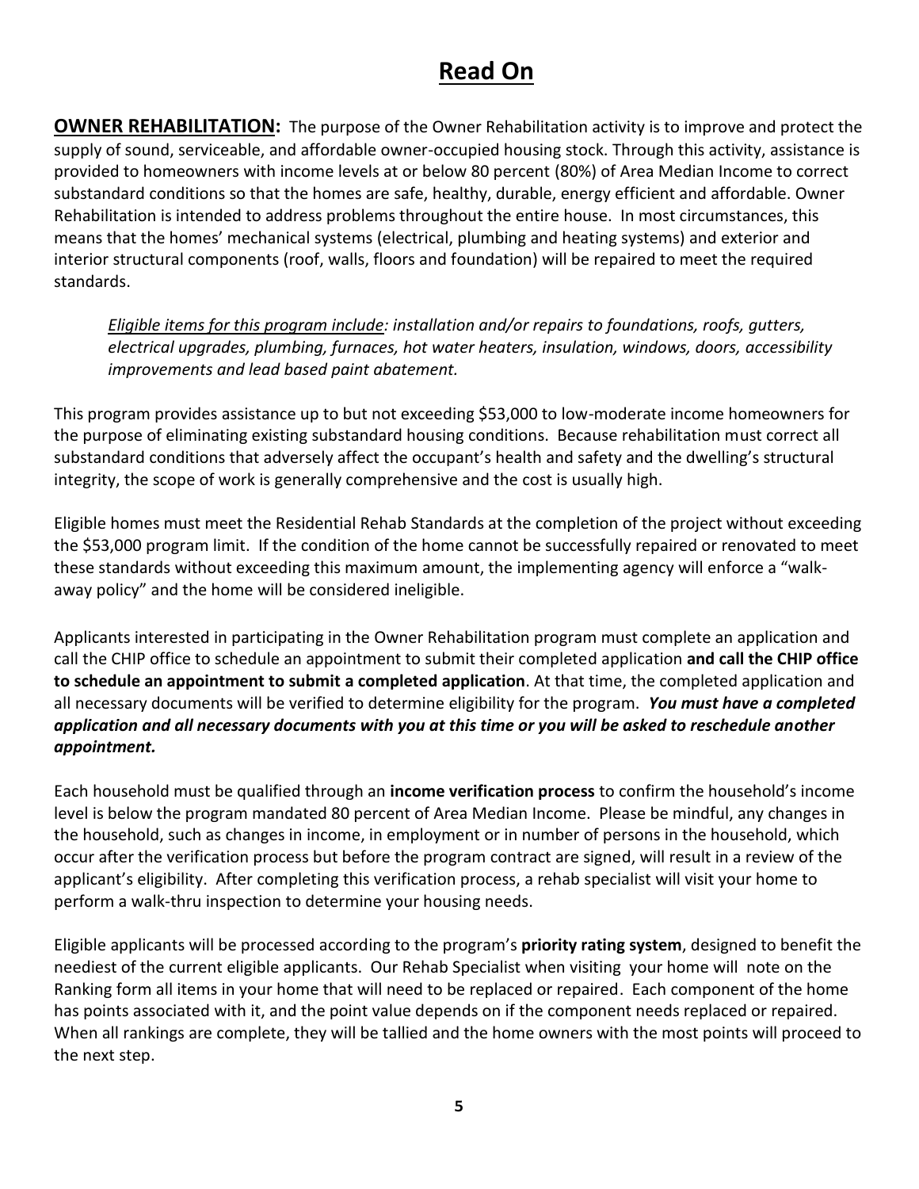# Read On

**OWNER REHABILITATION:** The purpose of the Owner Rehabilitation activity is to improve and protect the supply of sound, serviceable, and affordable owner-occupied housing stock. Through this activity, assistance is provided to homeowners with income levels at or below 80 percent (80%) of Area Median Income to correct substandard conditions so that the homes are safe, healthy, durable, energy efficient and affordable. Owner Rehabilitation is intended to address problems throughout the entire house. In most circumstances, this means that the homes' mechanical systems (electrical, plumbing and heating systems) and exterior and interior structural components (roof, walls, floors and foundation) will be repaired to meet the required standards.

> *Eligible items for this program include: installation and/or repairs to foundations, roofs, gutters, electrical upgrades, plumbing, furnaces, hot water heaters, insulation, windows, doors, accessibility improvements and lead based paint abatement.*

This program provides assistance up to but not exceeding $53,000 to low-moderate income homeowners for the purpose of eliminating existing substandard housing conditions. Because rehabilitation must correct all substandard conditions that adversely affect the occupant's health and safety and the dwelling's structural integrity, the scope of work is generally comprehensive and the cost is usually high.

Eligible homes must meet the Residential Rehab Standards at the completion of the project without exceeding the $53,000 program limit. If the condition of the home cannot be successfully repaired or renovated to meet these standards without exceeding this maximum amount, the implementing agency will enforce a "walk-away policy" and the home will be considered ineligible.

Applicants interested in participating in the Owner Rehabilitation program must complete an application and call the CHIP office to schedule an appointment to submit their completed application **and call the CHIP office to schedule an appointment to submit a completed application**. At that time, the completed application and all necessary documents will be verified to determine eligibility for the program. ***You must have a completed application and all necessary documents with you at this time or you will be asked to reschedule another appointment.***

Each household must be qualified through an **income verification process** to confirm the household's income level is below the program mandated 80 percent of Area Median Income. Please be mindful, any changes in the household, such as changes in income, in employment or in number of persons in the household, which occur after the verification process but before the program contract are signed, will result in a review of the applicant's eligibility. After completing this verification process, a rehab specialist will visit your home to perform a walk-thru inspection to determine your housing needs.

Eligible applicants will be processed according to the program's **priority rating system**, designed to benefit the neediest of the current eligible applicants. Our Rehab Specialist when visiting your home will note on the Ranking form all items in your home that will need to be replaced or repaired. Each component of the home has points associated with it, and the point value depends on if the component needs replaced or repaired. When all rankings are complete, they will be tallied and the home owners with the most points will proceed to the next step.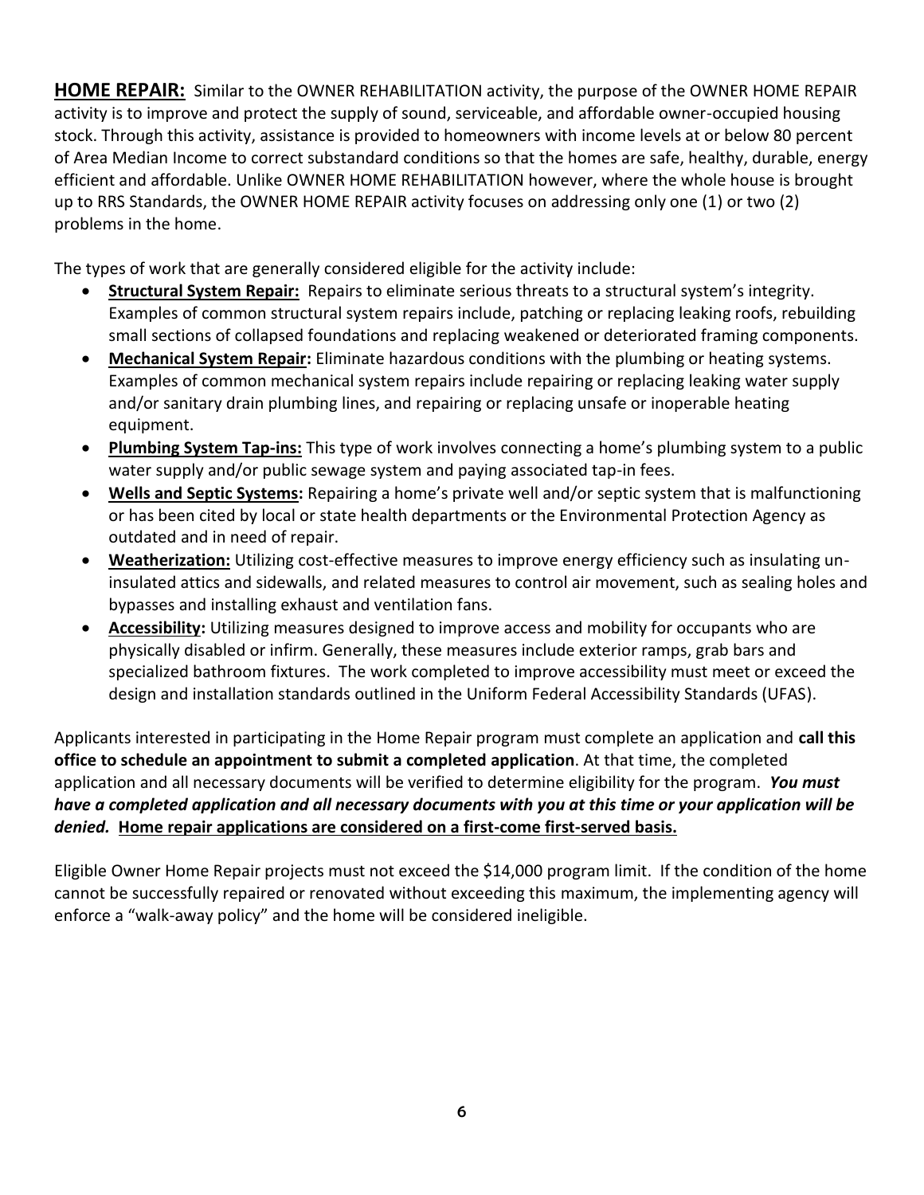**HOME REPAIR:** Similar to the OWNER REHABILITATION activity, the purpose of the OWNER HOME REPAIR activity is to improve and protect the supply of sound, serviceable, and affordable owner-occupied housing stock. Through this activity, assistance is provided to homeowners with income levels at or below 80 percent of Area Median Income to correct substandard conditions so that the homes are safe, healthy, durable, energy efficient and affordable. Unlike OWNER HOME REHABILITATION however, where the whole house is brought up to RRS Standards, the OWNER HOME REPAIR activity focuses on addressing only one (1) or two (2) problems in the home.

The types of work that are generally considered eligible for the activity include:

- **Structural System Repair:** Repairs to eliminate serious threats to a structural system's integrity. Examples of common structural system repairs include, patching or replacing leaking roofs, rebuilding small sections of collapsed foundations and replacing weakened or deteriorated framing components.
- **Mechanical System Repair:** Eliminate hazardous conditions with the plumbing or heating systems. Examples of common mechanical system repairs include repairing or replacing leaking water supply and/or sanitary drain plumbing lines, and repairing or replacing unsafe or inoperable heating equipment.
- **Plumbing System Tap-ins:** This type of work involves connecting a home's plumbing system to a public water supply and/or public sewage system and paying associated tap-in fees.
- **Wells and Septic Systems:** Repairing a home's private well and/or septic system that is malfunctioning or has been cited by local or state health departments or the Environmental Protection Agency as outdated and in need of repair.
- **Weatherization:** Utilizing cost-effective measures to improve energy efficiency such as insulating un-insulated attics and sidewalls, and related measures to control air movement, such as sealing holes and bypasses and installing exhaust and ventilation fans.
- **Accessibility:** Utilizing measures designed to improve access and mobility for occupants who are physically disabled or infirm. Generally, these measures include exterior ramps, grab bars and specialized bathroom fixtures. The work completed to improve accessibility must meet or exceed the design and installation standards outlined in the Uniform Federal Accessibility Standards (UFAS).

Applicants interested in participating in the Home Repair program must complete an application and **call this office to schedule an appointment to submit a completed application**. At that time, the completed application and all necessary documents will be verified to determine eligibility for the program. ***You must have a completed application and all necessary documents with you at this time or your application will be denied.*** **Home repair applications are considered on a first-come first-served basis.**

Eligible Owner Home Repair projects must not exceed the $14,000 program limit. If the condition of the home cannot be successfully repaired or renovated without exceeding this maximum, the implementing agency will enforce a "walk-away policy" and the home will be considered ineligible.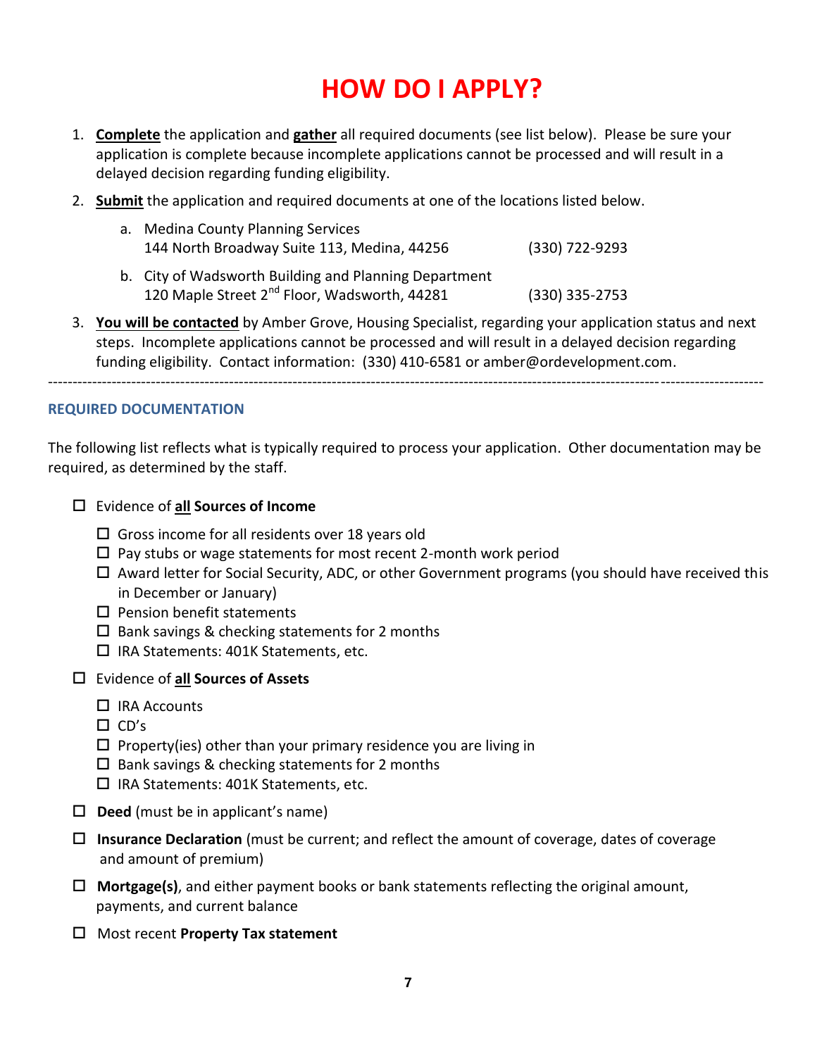# HOW DO I APPLY?

1. **Complete** the application and **gather** all required documents (see list below). Please be sure your application is complete because incomplete applications cannot be processed and will result in a delayed decision regarding funding eligibility.
2. **Submit** the application and required documents at one of the locations listed below.
   a. Medina County Planning Services
      144 North Broadway Suite 113, Medina, 44256 (330) 722-9293
   b. City of Wadsworth Building and Planning Department
      120 Maple Street 2nd Floor, Wadsworth, 44281 (330) 335-2753
3. **You will be contacted** by Amber Grove, Housing Specialist, regarding your application status and next steps. Incomplete applications cannot be processed and will result in a delayed decision regarding funding eligibility. Contact information: (330) 410-6581 or amber@ordevelopment.com.

---

### REQUIRED DOCUMENTATION

The following list reflects what is typically required to process your application. Other documentation may be required, as determined by the staff.

- ☐ Evidence of **all Sources of Income**
  - ☐ Gross income for all residents over 18 years old
  - ☐ Pay stubs or wage statements for most recent 2-month work period
  - ☐ Award letter for Social Security, ADC, or other Government programs (you should have received this in December or January)
  - ☐ Pension benefit statements
  - ☐ Bank savings & checking statements for 2 months
  - ☐ IRA Statements: 401K Statements, etc.
- ☐ Evidence of **all Sources of Assets**
  - ☐ IRA Accounts
  - ☐ CD's
  - ☐ Property(ies) other than your primary residence you are living in
  - ☐ Bank savings & checking statements for 2 months
  - ☐ IRA Statements: 401K Statements, etc.
- ☐ **Deed** (must be in applicant's name)
- ☐ **Insurance Declaration** (must be current; and reflect the amount of coverage, dates of coverage and amount of premium)
- ☐ **Mortgage(s)**, and either payment books or bank statements reflecting the original amount, payments, and current balance
- ☐ Most recent **Property Tax statement**